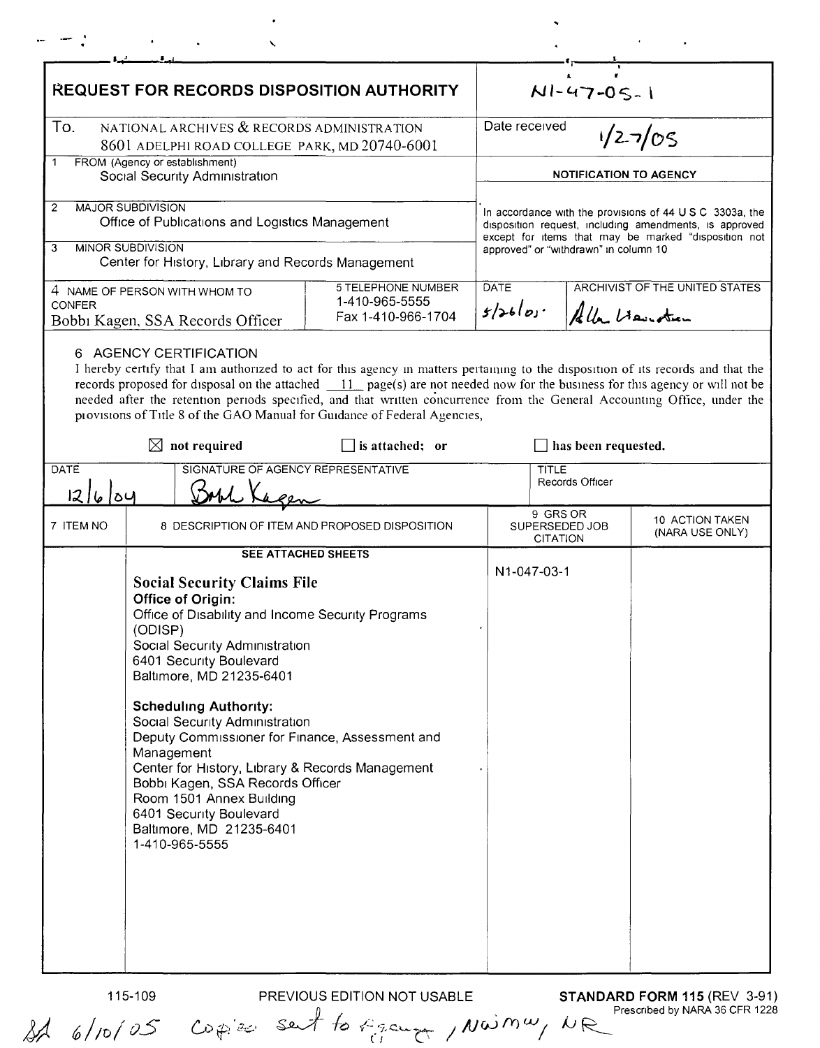# REQUEST FOR RECORDS DISPOSITION AUTHORITY

N1-47-05-1

To. NATIONAL ARCHIVES & RECORDS ADMINISTRATION
8601 ADELPHI ROAD COLLEGE PARK, MD 20740-6001

Date received 1/27/05

1 FROM (Agency or establishment)
Social Security Administration

**NOTIFICATION TO AGENCY**

2 MAJOR SUBDIVISION
Office of Publications and Logistics Management

In accordance with the provisions of 44 U S C 3303a, the disposition request, including amendments, is approved except for items that may be marked "disposition not approved" or "withdrawn" in column 10

3 MINOR SUBDIVISION
Center for History, Library and Records Management

| 4 NAME OF PERSON WITH WHOM TO CONFER | 5 TELEPHONE NUMBER | DATE | ARCHIVIST OF THE UNITED STATES |
|---|---|---|---|
| Bobbi Kagen, SSA Records Officer | 1-410-965-5555<br>Fax 1-410-966-1704 | 5/26/05 | Allen Weinstein |

6 AGENCY CERTIFICATION

I hereby certify that I am authorized to act for this agency in matters pertaining to the disposition of its records and that the records proposed for disposal on the attached 11 page(s) are not needed now for the business for this agency or will not be needed after the retention periods specified, and that written concurrence from the General Accounting Office, under the provisions of Title 8 of the GAO Manual for Guidance of Federal Agencies,

☒ not required ☐ is attached; or ☐ has been requested.

| DATE | SIGNATURE OF AGENCY REPRESENTATIVE | TITLE |
|---|---|---|
| 12/6/04 | Bobbi Kagen | Records Officer |

| 7 ITEM NO | 8 DESCRIPTION OF ITEM AND PROPOSED DISPOSITION | 9 GRS OR SUPERSEDED JOB CITATION | 10 ACTION TAKEN (NARA USE ONLY) |
|---|---|---|---|
| | **SEE ATTACHED SHEETS**<br><br>**Social Security Claims File**<br>**Office of Origin:**<br>Office of Disability and Income Security Programs (ODISP)<br>Social Security Administration<br>6401 Security Boulevard<br>Baltimore, MD 21235-6401<br><br>**Scheduling Authority:**<br>Social Security Administration<br>Deputy Commissioner for Finance, Assessment and Management<br>Center for History, Library & Records Management<br>Bobbi Kagen, SSA Records Officer<br>Room 1501 Annex Building<br>6401 Security Boulevard<br>Baltimore, MD 21235-6401<br>1-410-965-5555 | N1-047-03-1 | |

115-109 PREVIOUS EDITION NOT USABLE **STANDARD FORM 115** (REV 3-91)
Prescribed by NARA 36 CFR 1228

SA 6/10/05 Copies sent to Agency, NWMW, NR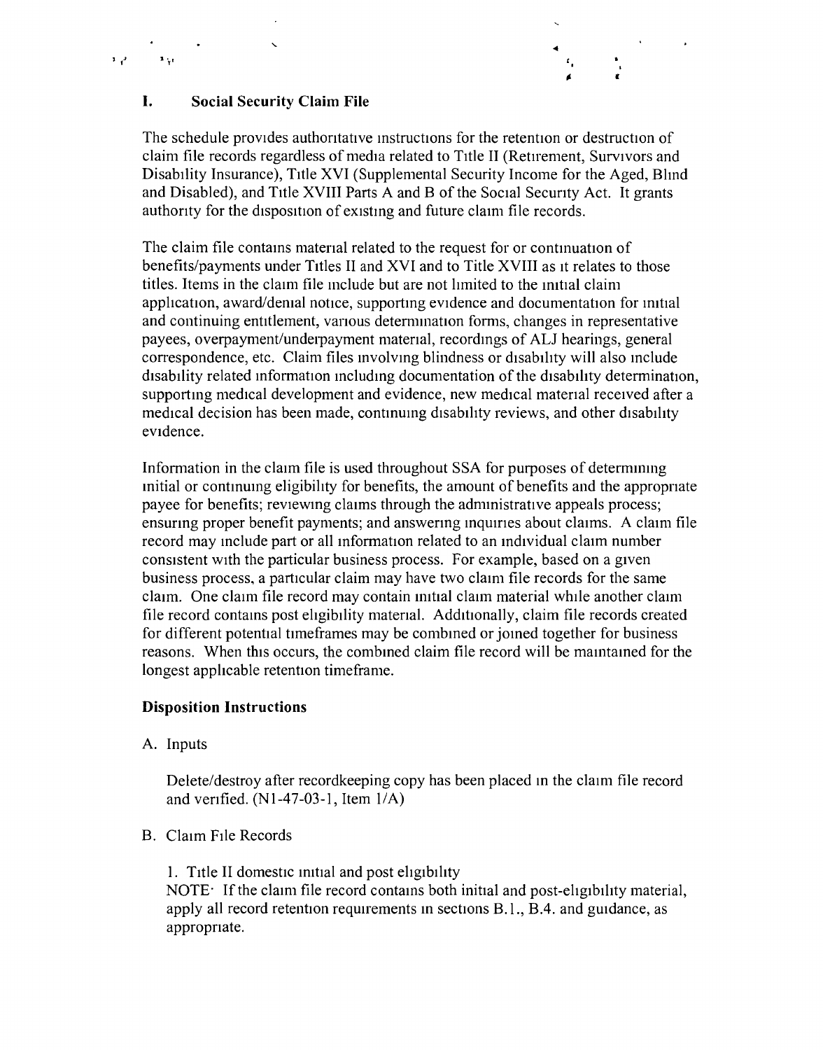## I. Social Security Claim File

The schedule provides authoritative instructions for the retention or destruction of claim file records regardless of media related to Title II (Retirement, Survivors and Disability Insurance), Title XVI (Supplemental Security Income for the Aged, Blind and Disabled), and Title XVIII Parts A and B of the Social Security Act. It grants authority for the disposition of existing and future claim file records.

The claim file contains material related to the request for or continuation of benefits/payments under Titles II and XVI and to Title XVIII as it relates to those titles. Items in the claim file include but are not limited to the initial claim application, award/denial notice, supporting evidence and documentation for initial and continuing entitlement, various determination forms, changes in representative payees, overpayment/underpayment material, recordings of ALJ hearings, general correspondence, etc. Claim files involving blindness or disability will also include disability related information including documentation of the disability determination, supporting medical development and evidence, new medical material received after a medical decision has been made, continuing disability reviews, and other disability evidence.

Information in the claim file is used throughout SSA for purposes of determining initial or continuing eligibility for benefits, the amount of benefits and the appropriate payee for benefits; reviewing claims through the administrative appeals process; ensuring proper benefit payments; and answering inquiries about claims. A claim file record may include part or all information related to an individual claim number consistent with the particular business process. For example, based on a given business process, a particular claim may have two claim file records for the same claim. One claim file record may contain initial claim material while another claim file record contains post eligibility material. Additionally, claim file records created for different potential timeframes may be combined or joined together for business reasons. When this occurs, the combined claim file record will be maintained for the longest applicable retention timeframe.

### Disposition Instructions

A. Inputs

Delete/destroy after recordkeeping copy has been placed in the claim file record and verified. (N1-47-03-1, Item 1/A)

B. Claim File Records

1. Title II domestic initial and post eligibility
NOTE: If the claim file record contains both initial and post-eligibility material, apply all record retention requirements in sections B.1., B.4. and guidance, as appropriate.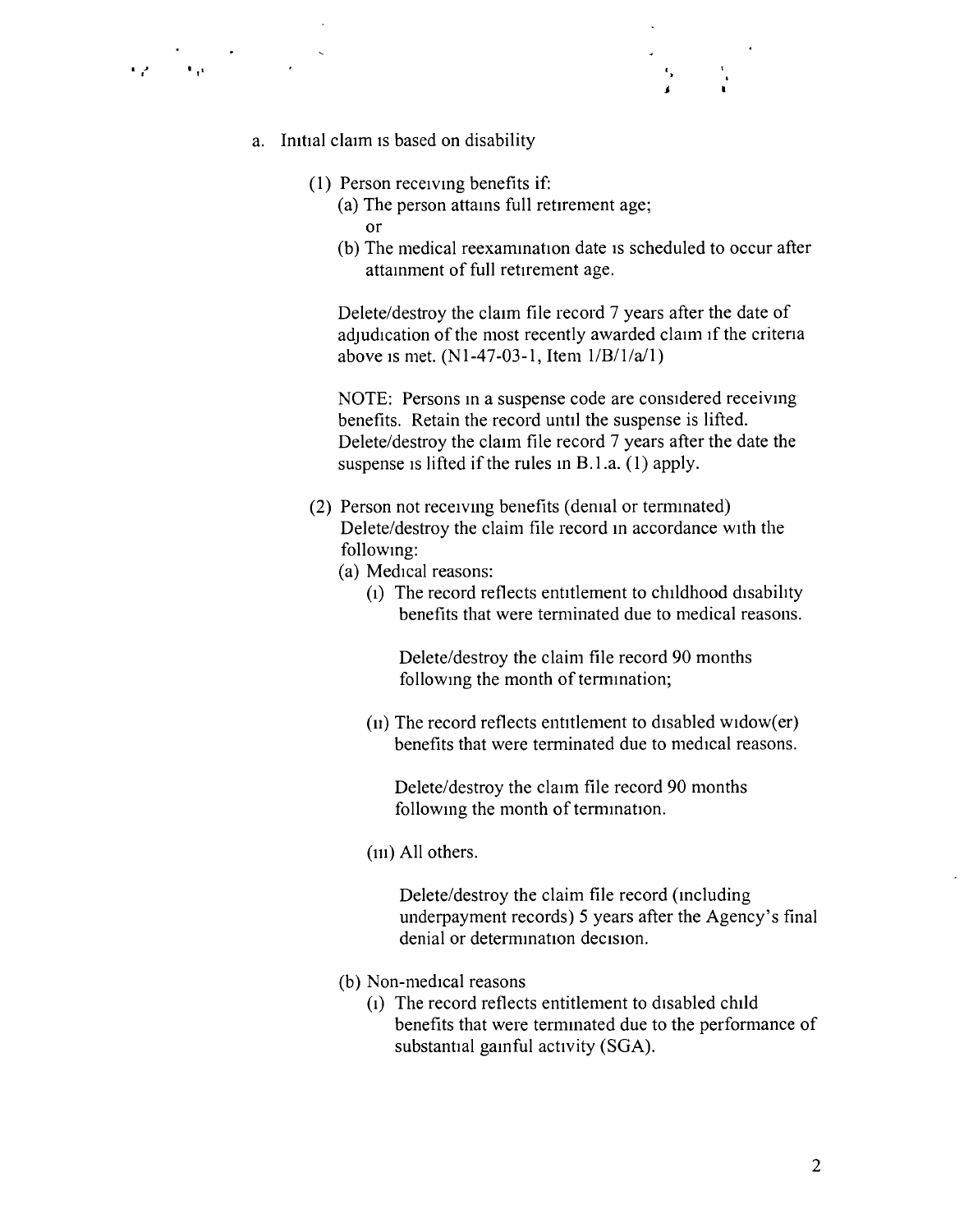a. Initial claim is based on disability

(1) Person receiving benefits if:

(a) The person attains full retirement age;

or

(b) The medical reexamination date is scheduled to occur after attainment of full retirement age.

Delete/destroy the claim file record 7 years after the date of adjudication of the most recently awarded claim if the criteria above is met. (N1-47-03-1, Item 1/B/1/a/1)

NOTE: Persons in a suspense code are considered receiving benefits. Retain the record until the suspense is lifted. Delete/destroy the claim file record 7 years after the date the suspense is lifted if the rules in B.1.a. (1) apply.

(2) Person not receiving benefits (denial or terminated) Delete/destroy the claim file record in accordance with the following:

(a) Medical reasons:

(i) The record reflects entitlement to childhood disability benefits that were terminated due to medical reasons.

Delete/destroy the claim file record 90 months following the month of termination;

(ii) The record reflects entitlement to disabled widow(er) benefits that were terminated due to medical reasons.

Delete/destroy the claim file record 90 months following the month of termination.

(iii) All others.

Delete/destroy the claim file record (including underpayment records) 5 years after the Agency's final denial or determination decision.

(b) Non-medical reasons

(i) The record reflects entitlement to disabled child benefits that were terminated due to the performance of substantial gainful activity (SGA).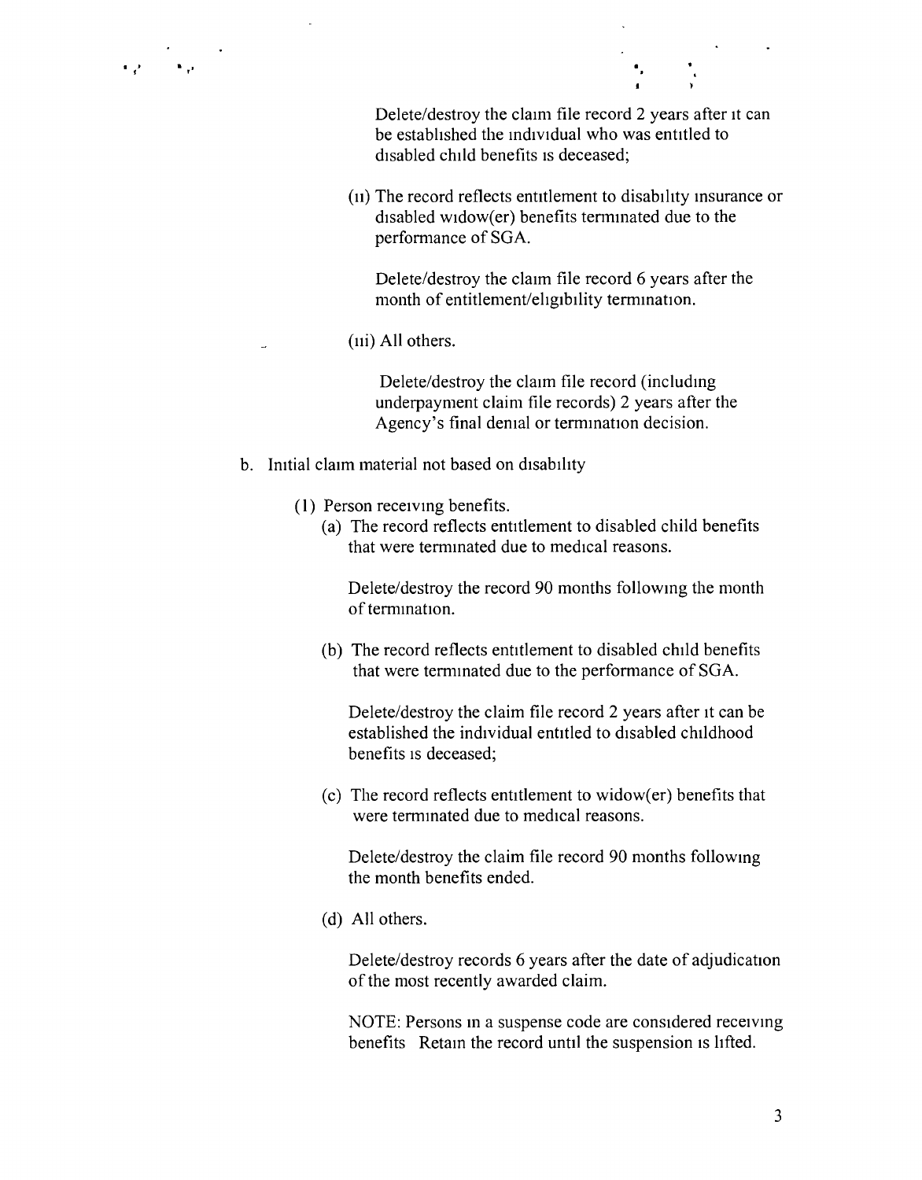Delete/destroy the claim file record 2 years after it can be established the individual who was entitled to disabled child benefits is deceased;

(ii) The record reflects entitlement to disability insurance or disabled widow(er) benefits terminated due to the performance of SGA.

Delete/destroy the claim file record 6 years after the month of entitlement/eligibility termination.

(iii) All others.

Delete/destroy the claim file record (including underpayment claim file records) 2 years after the Agency's final denial or termination decision.

b. Initial claim material not based on disability

(1) Person receiving benefits.

(a) The record reflects entitlement to disabled child benefits that were terminated due to medical reasons.

Delete/destroy the record 90 months following the month of termination.

(b) The record reflects entitlement to disabled child benefits that were terminated due to the performance of SGA.

Delete/destroy the claim file record 2 years after it can be established the individual entitled to disabled childhood benefits is deceased;

(c) The record reflects entitlement to widow(er) benefits that were terminated due to medical reasons.

Delete/destroy the claim file record 90 months following the month benefits ended.

(d) All others.

Delete/destroy records 6 years after the date of adjudication of the most recently awarded claim.

NOTE: Persons in a suspense code are considered receiving benefits Retain the record until the suspension is lifted.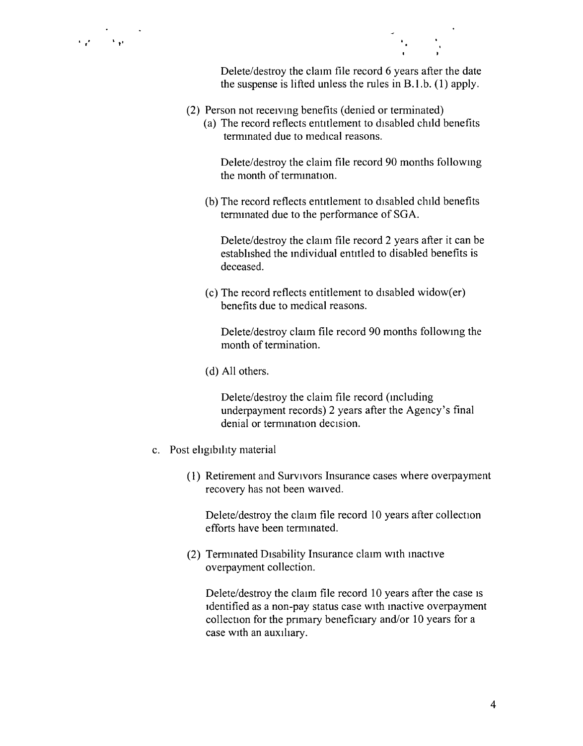Delete/destroy the claim file record 6 years after the date the suspense is lifted unless the rules in B.1.b. (1) apply.

(2) Person not receiving benefits (denied or terminated)

(a) The record reflects entitlement to disabled child benefits terminated due to medical reasons.

Delete/destroy the claim file record 90 months following the month of termination.

(b) The record reflects entitlement to disabled child benefits terminated due to the performance of SGA.

Delete/destroy the claim file record 2 years after it can be established the individual entitled to disabled benefits is deceased.

(c) The record reflects entitlement to disabled widow(er) benefits due to medical reasons.

Delete/destroy claim file record 90 months following the month of termination.

(d) All others.

Delete/destroy the claim file record (including underpayment records) 2 years after the Agency's final denial or termination decision.

c. Post eligibility material

(1) Retirement and Survivors Insurance cases where overpayment recovery has not been waived.

Delete/destroy the claim file record 10 years after collection efforts have been terminated.

(2) Terminated Disability Insurance claim with inactive overpayment collection.

Delete/destroy the claim file record 10 years after the case is identified as a non-pay status case with inactive overpayment collection for the primary beneficiary and/or 10 years for a case with an auxiliary.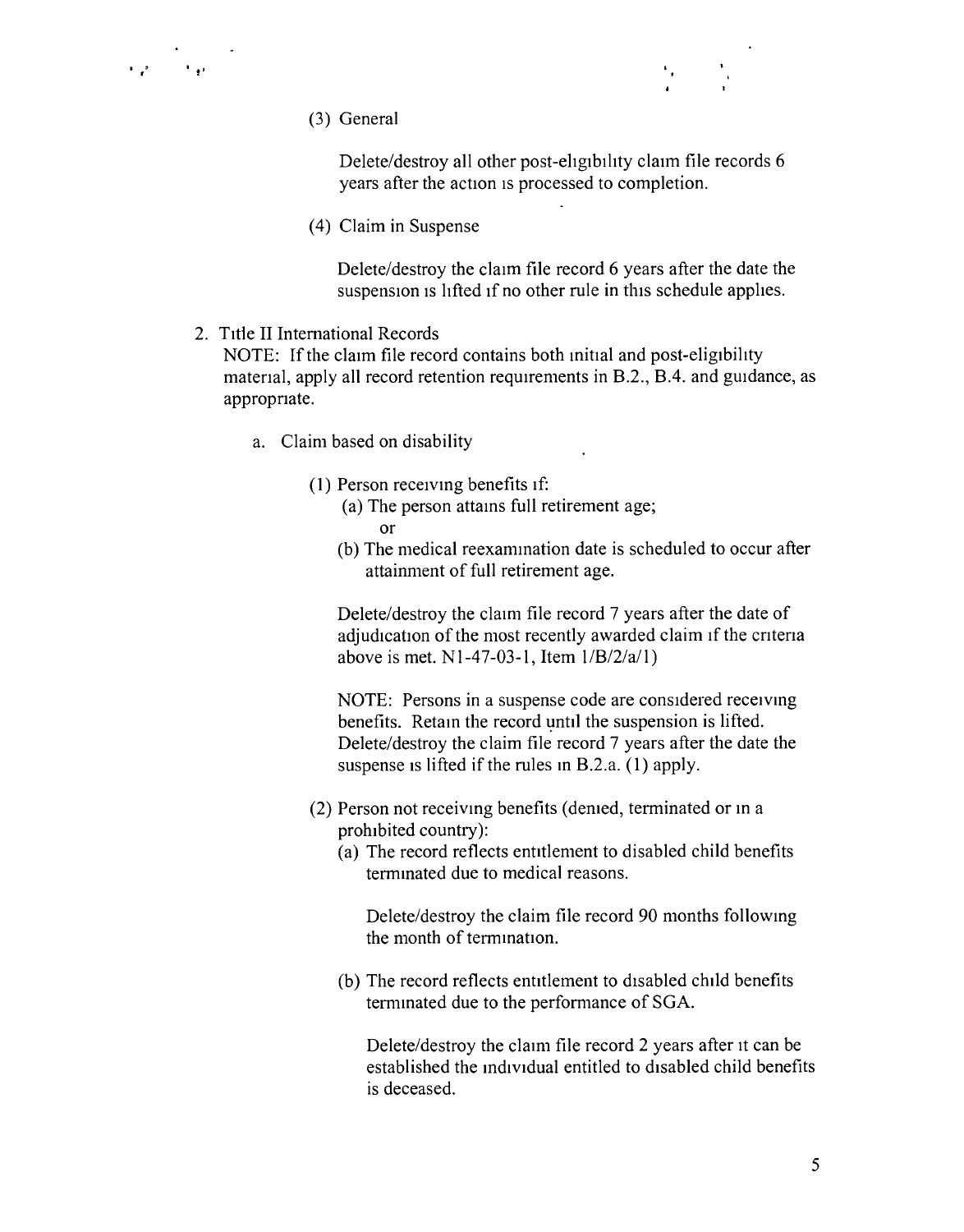(3) General

Delete/destroy all other post-eligibility claim file records 6 years after the action is processed to completion.

(4) Claim in Suspense

Delete/destroy the claim file record 6 years after the date the suspension is lifted if no other rule in this schedule applies.

2. Title II International Records

NOTE: If the claim file record contains both initial and post-eligibility material, apply all record retention requirements in B.2., B.4. and guidance, as appropriate.

a. Claim based on disability

(1) Person receiving benefits if:

(a) The person attains full retirement age;

or

(b) The medical reexamination date is scheduled to occur after attainment of full retirement age.

Delete/destroy the claim file record 7 years after the date of adjudication of the most recently awarded claim if the criteria above is met. N1-47-03-1, Item 1/B/2/a/1)

NOTE: Persons in a suspense code are considered receiving benefits. Retain the record until the suspension is lifted. Delete/destroy the claim file record 7 years after the date the suspense is lifted if the rules in B.2.a. (1) apply.

(2) Person not receiving benefits (denied, terminated or in a prohibited country):

(a) The record reflects entitlement to disabled child benefits terminated due to medical reasons.

Delete/destroy the claim file record 90 months following the month of termination.

(b) The record reflects entitlement to disabled child benefits terminated due to the performance of SGA.

Delete/destroy the claim file record 2 years after it can be established the individual entitled to disabled child benefits is deceased.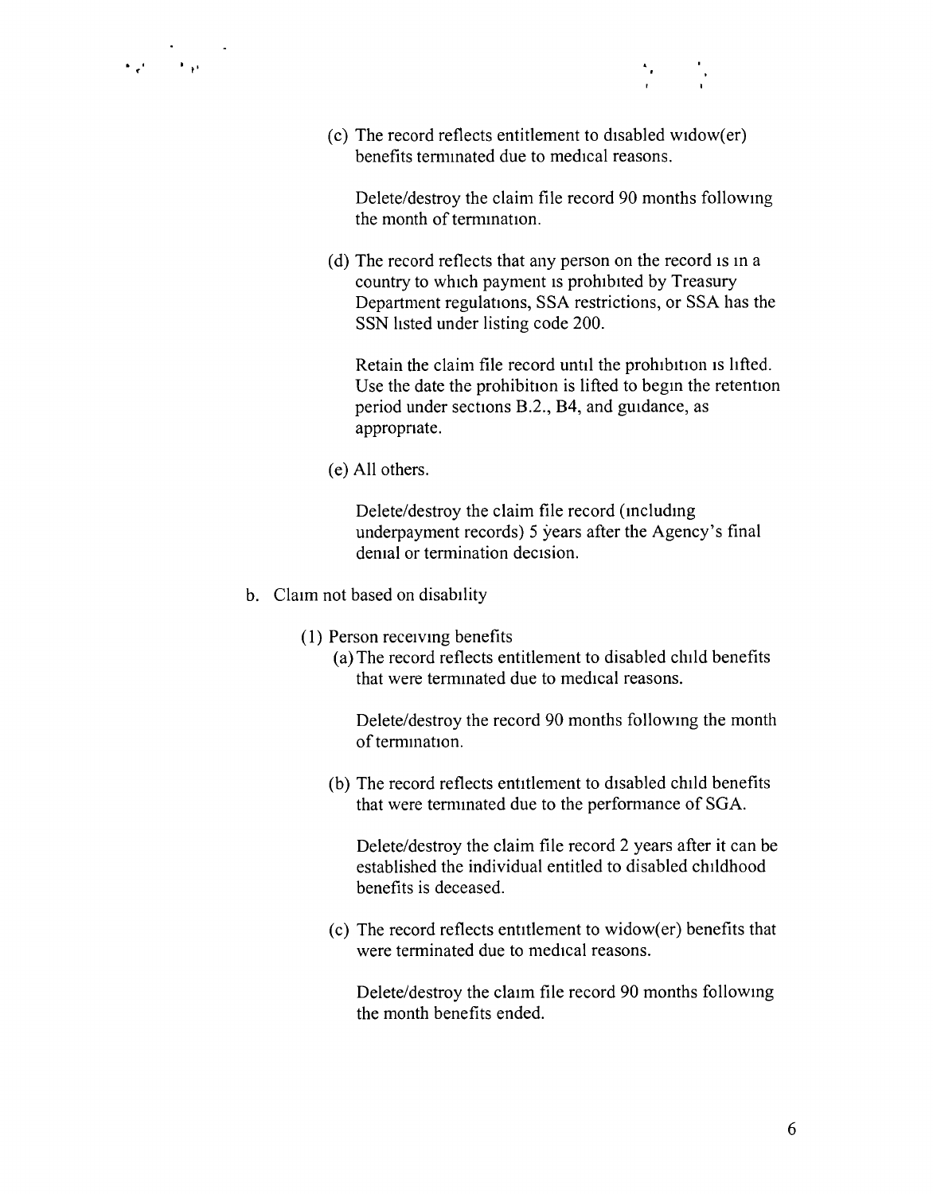(c) The record reflects entitlement to disabled widow(er) benefits terminated due to medical reasons.

Delete/destroy the claim file record 90 months following the month of termination.

(d) The record reflects that any person on the record is in a country to which payment is prohibited by Treasury Department regulations, SSA restrictions, or SSA has the SSN listed under listing code 200.

Retain the claim file record until the prohibition is lifted. Use the date the prohibition is lifted to begin the retention period under sections B.2., B4, and guidance, as appropriate.

(e) All others.

Delete/destroy the claim file record (including underpayment records) 5 years after the Agency's final denial or termination decision.

b. Claim not based on disability

(1) Person receiving benefits

(a) The record reflects entitlement to disabled child benefits that were terminated due to medical reasons.

Delete/destroy the record 90 months following the month of termination.

(b) The record reflects entitlement to disabled child benefits that were terminated due to the performance of SGA.

Delete/destroy the claim file record 2 years after it can be established the individual entitled to disabled childhood benefits is deceased.

(c) The record reflects entitlement to widow(er) benefits that were terminated due to medical reasons.

Delete/destroy the claim file record 90 months following the month benefits ended.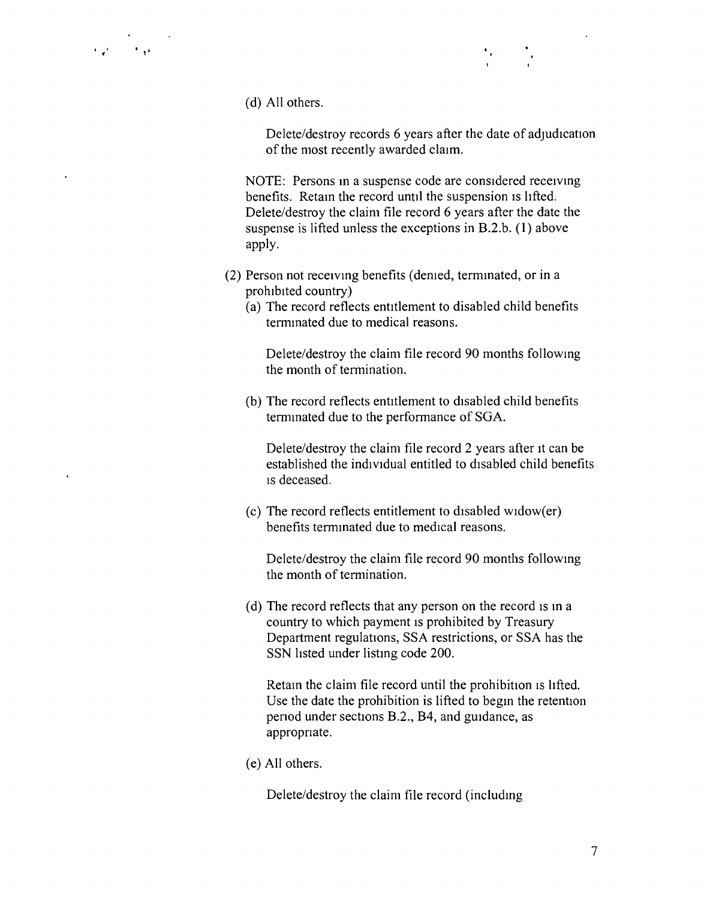(d) All others.

Delete/destroy records 6 years after the date of adjudication of the most recently awarded claim.

NOTE: Persons in a suspense code are considered receiving benefits. Retain the record until the suspension is lifted. Delete/destroy the claim file record 6 years after the date the suspense is lifted unless the exceptions in B.2.b. (1) above apply.

(2) Person not receiving benefits (denied, terminated, or in a prohibited country)

(a) The record reflects entitlement to disabled child benefits terminated due to medical reasons.

Delete/destroy the claim file record 90 months following the month of termination.

(b) The record reflects entitlement to disabled child benefits terminated due to the performance of SGA.

Delete/destroy the claim file record 2 years after it can be established the individual entitled to disabled child benefits is deceased.

(c) The record reflects entitlement to disabled widow(er) benefits terminated due to medical reasons.

Delete/destroy the claim file record 90 months following the month of termination.

(d) The record reflects that any person on the record is in a country to which payment is prohibited by Treasury Department regulations, SSA restrictions, or SSA has the SSN listed under listing code 200.

Retain the claim file record until the prohibition is lifted. Use the date the prohibition is lifted to begin the retention period under sections B.2., B4, and guidance, as appropriate.

(e) All others.

Delete/destroy the claim file record (including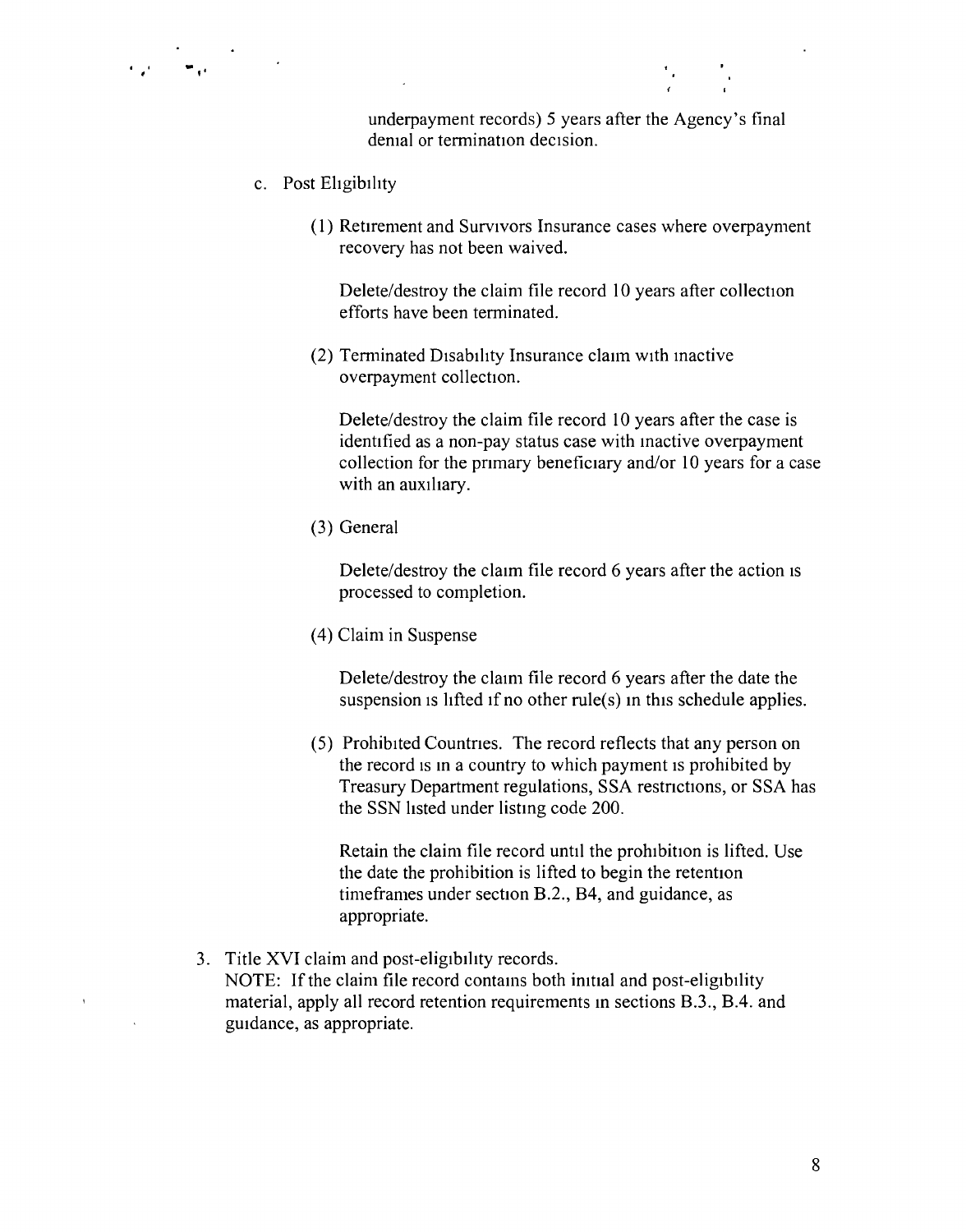underpayment records) 5 years after the Agency's final denial or termination decision.

c. Post Eligibility

   (1) Retirement and Survivors Insurance cases where overpayment recovery has not been waived.

   Delete/destroy the claim file record 10 years after collection efforts have been terminated.

   (2) Terminated Disability Insurance claim with inactive overpayment collection.

   Delete/destroy the claim file record 10 years after the case is identified as a non-pay status case with inactive overpayment collection for the primary beneficiary and/or 10 years for a case with an auxiliary.

   (3) General

   Delete/destroy the claim file record 6 years after the action is processed to completion.

   (4) Claim in Suspense

   Delete/destroy the claim file record 6 years after the date the suspension is lifted if no other rule(s) in this schedule applies.

   (5) Prohibited Countries. The record reflects that any person on the record is in a country to which payment is prohibited by Treasury Department regulations, SSA restrictions, or SSA has the SSN listed under listing code 200.

   Retain the claim file record until the prohibition is lifted. Use the date the prohibition is lifted to begin the retention timeframes under section B.2., B4, and guidance, as appropriate.

3. Title XVI claim and post-eligibility records.
   NOTE: If the claim file record contains both initial and post-eligibility material, apply all record retention requirements in sections B.3., B.4. and guidance, as appropriate.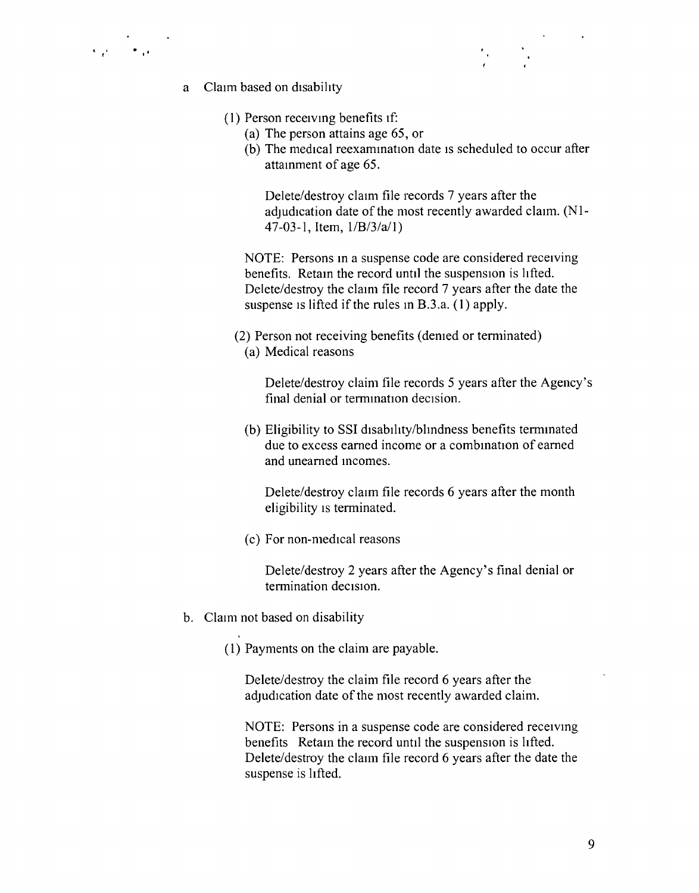a. Claim based on disability

   (1) Person receiving benefits if:
      (a) The person attains age 65, or
      (b) The medical reexamination date is scheduled to occur after attainment of age 65.

      Delete/destroy claim file records 7 years after the adjudication date of the most recently awarded claim. (N1-47-03-1, Item, 1/B/3/a/1)

      NOTE: Persons in a suspense code are considered receiving benefits. Retain the record until the suspension is lifted. Delete/destroy the claim file record 7 years after the date the suspense is lifted if the rules in B.3.a. (1) apply.

   (2) Person not receiving benefits (denied or terminated)
      (a) Medical reasons

      Delete/destroy claim file records 5 years after the Agency's final denial or termination decision.

      (b) Eligibility to SSI disability/blindness benefits terminated due to excess earned income or a combination of earned and unearned incomes.

      Delete/destroy claim file records 6 years after the month eligibility is terminated.

      (c) For non-medical reasons

      Delete/destroy 2 years after the Agency's final denial or termination decision.

b. Claim not based on disability

   (1) Payments on the claim are payable.

   Delete/destroy the claim file record 6 years after the adjudication date of the most recently awarded claim.

   NOTE: Persons in a suspense code are considered receiving benefits Retain the record until the suspension is lifted. Delete/destroy the claim file record 6 years after the date the suspense is lifted.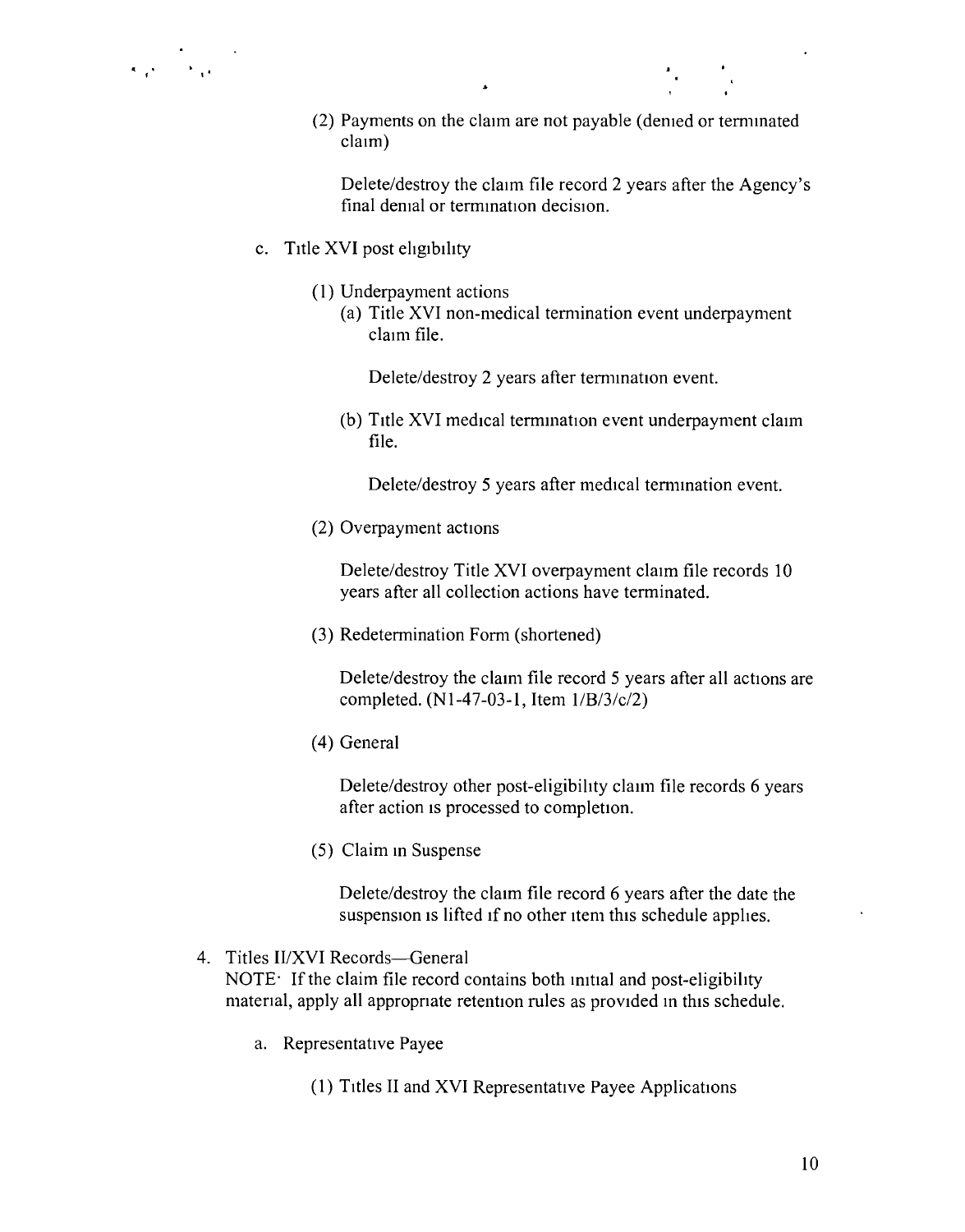(2) Payments on the claim are not payable (denied or terminated claim)

Delete/destroy the claim file record 2 years after the Agency's final denial or termination decision.

c. Title XVI post eligibility

(1) Underpayment actions

(a) Title XVI non-medical termination event underpayment claim file.

Delete/destroy 2 years after termination event.

(b) Title XVI medical termination event underpayment claim file.

Delete/destroy 5 years after medical termination event.

(2) Overpayment actions

Delete/destroy Title XVI overpayment claim file records 10 years after all collection actions have terminated.

(3) Redetermination Form (shortened)

Delete/destroy the claim file record 5 years after all actions are completed. (N1-47-03-1, Item 1/B/3/c/2)

(4) General

Delete/destroy other post-eligibility claim file records 6 years after action is processed to completion.

(5) Claim in Suspense

Delete/destroy the claim file record 6 years after the date the suspension is lifted if no other item this schedule applies.

4. Titles II/XVI Records—General

NOTE: If the claim file record contains both initial and post-eligibility material, apply all appropriate retention rules as provided in this schedule.

a. Representative Payee

(1) Titles II and XVI Representative Payee Applications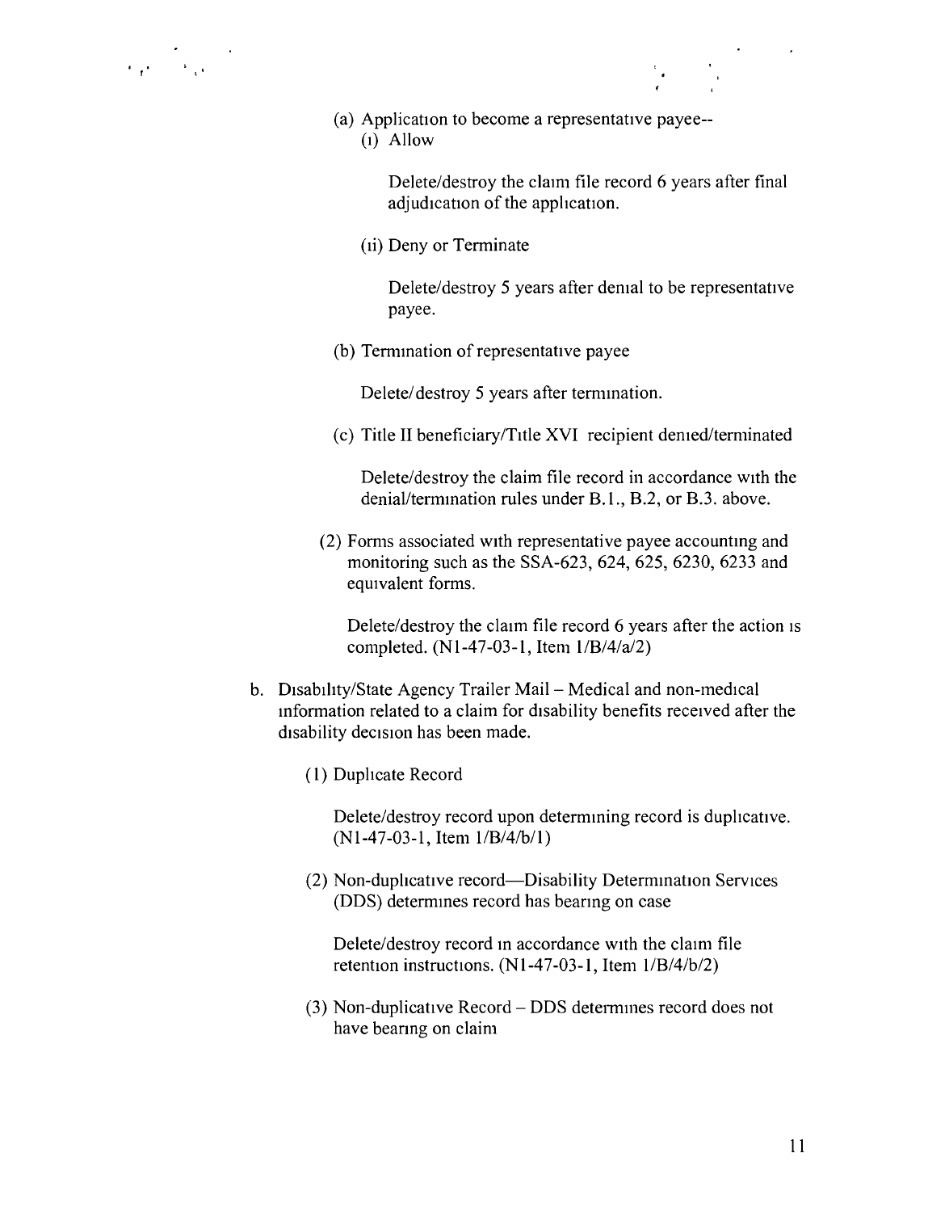(a) Application to become a representative payee--

(i) Allow

Delete/destroy the claim file record 6 years after final adjudication of the application.

(ii) Deny or Terminate

Delete/destroy 5 years after denial to be representative payee.

(b) Termination of representative payee

Delete/destroy 5 years after termination.

(c) Title II beneficiary/Title XVI recipient denied/terminated

Delete/destroy the claim file record in accordance with the denial/termination rules under B.1., B.2, or B.3. above.

(2) Forms associated with representative payee accounting and monitoring such as the SSA-623, 624, 625, 6230, 6233 and equivalent forms.

Delete/destroy the claim file record 6 years after the action is completed. (N1-47-03-1, Item 1/B/4/a/2)

b. Disability/State Agency Trailer Mail – Medical and non-medical information related to a claim for disability benefits received after the disability decision has been made.

(1) Duplicate Record

Delete/destroy record upon determining record is duplicative. (N1-47-03-1, Item 1/B/4/b/1)

(2) Non-duplicative record—Disability Determination Services (DDS) determines record has bearing on case

Delete/destroy record in accordance with the claim file retention instructions. (N1-47-03-1, Item 1/B/4/b/2)

(3) Non-duplicative Record – DDS determines record does not have bearing on claim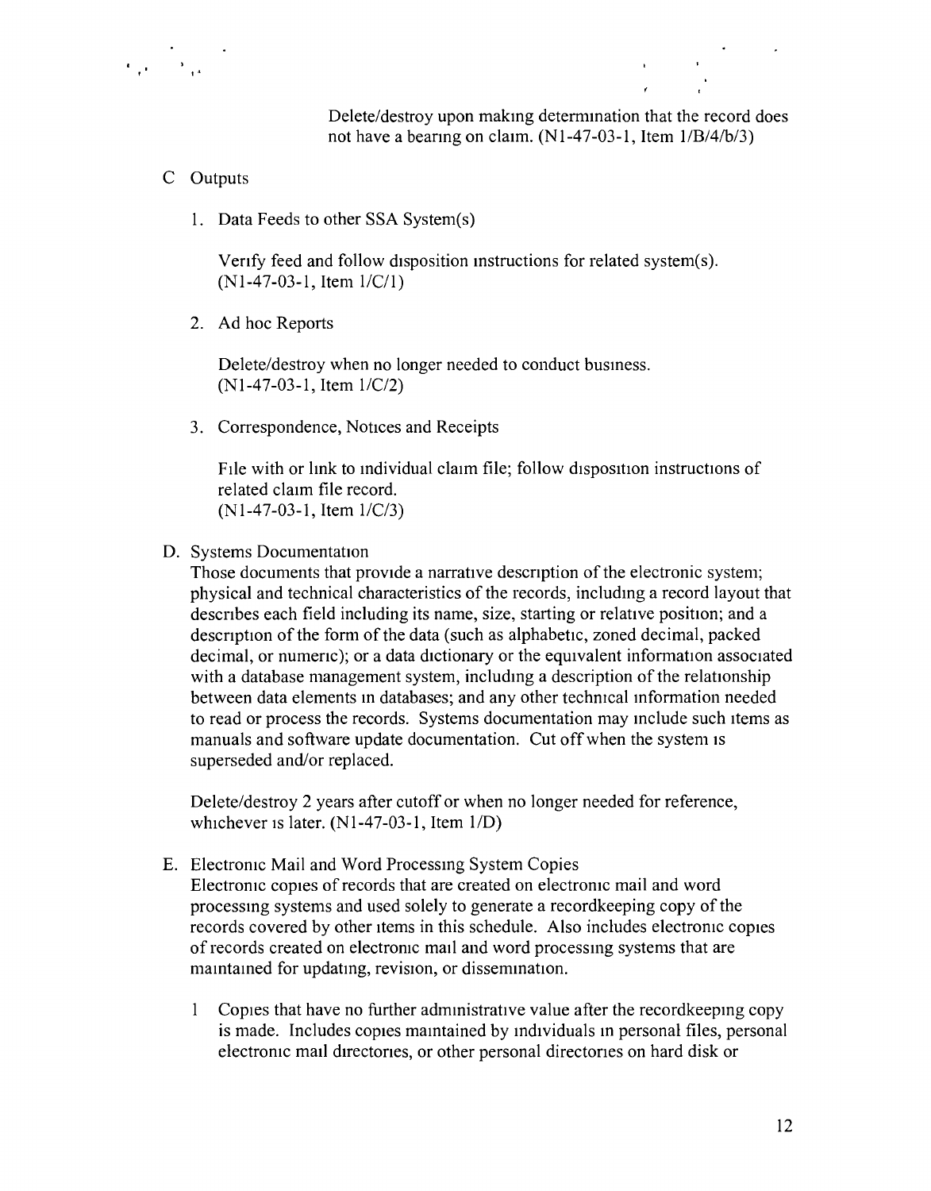Delete/destroy upon making determination that the record does not have a bearing on claim. (N1-47-03-1, Item 1/B/4/b/3)

C Outputs

1. Data Feeds to other SSA System(s)

   Verify feed and follow disposition instructions for related system(s). (N1-47-03-1, Item 1/C/1)

2. Ad hoc Reports

   Delete/destroy when no longer needed to conduct business. (N1-47-03-1, Item 1/C/2)

3. Correspondence, Notices and Receipts

   File with or link to individual claim file; follow disposition instructions of related claim file record. (N1-47-03-1, Item 1/C/3)

D. Systems Documentation
Those documents that provide a narrative description of the electronic system; physical and technical characteristics of the records, including a record layout that describes each field including its name, size, starting or relative position; and a description of the form of the data (such as alphabetic, zoned decimal, packed decimal, or numeric); or a data dictionary or the equivalent information associated with a database management system, including a description of the relationship between data elements in databases; and any other technical information needed to read or process the records. Systems documentation may include such items as manuals and software update documentation. Cut off when the system is superseded and/or replaced.

Delete/destroy 2 years after cutoff or when no longer needed for reference, whichever is later. (N1-47-03-1, Item 1/D)

E. Electronic Mail and Word Processing System Copies
Electronic copies of records that are created on electronic mail and word processing systems and used solely to generate a recordkeeping copy of the records covered by other items in this schedule. Also includes electronic copies of records created on electronic mail and word processing systems that are maintained for updating, revision, or dissemination.

1 Copies that have no further administrative value after the recordkeeping copy is made. Includes copies maintained by individuals in personal files, personal electronic mail directories, or other personal directories on hard disk or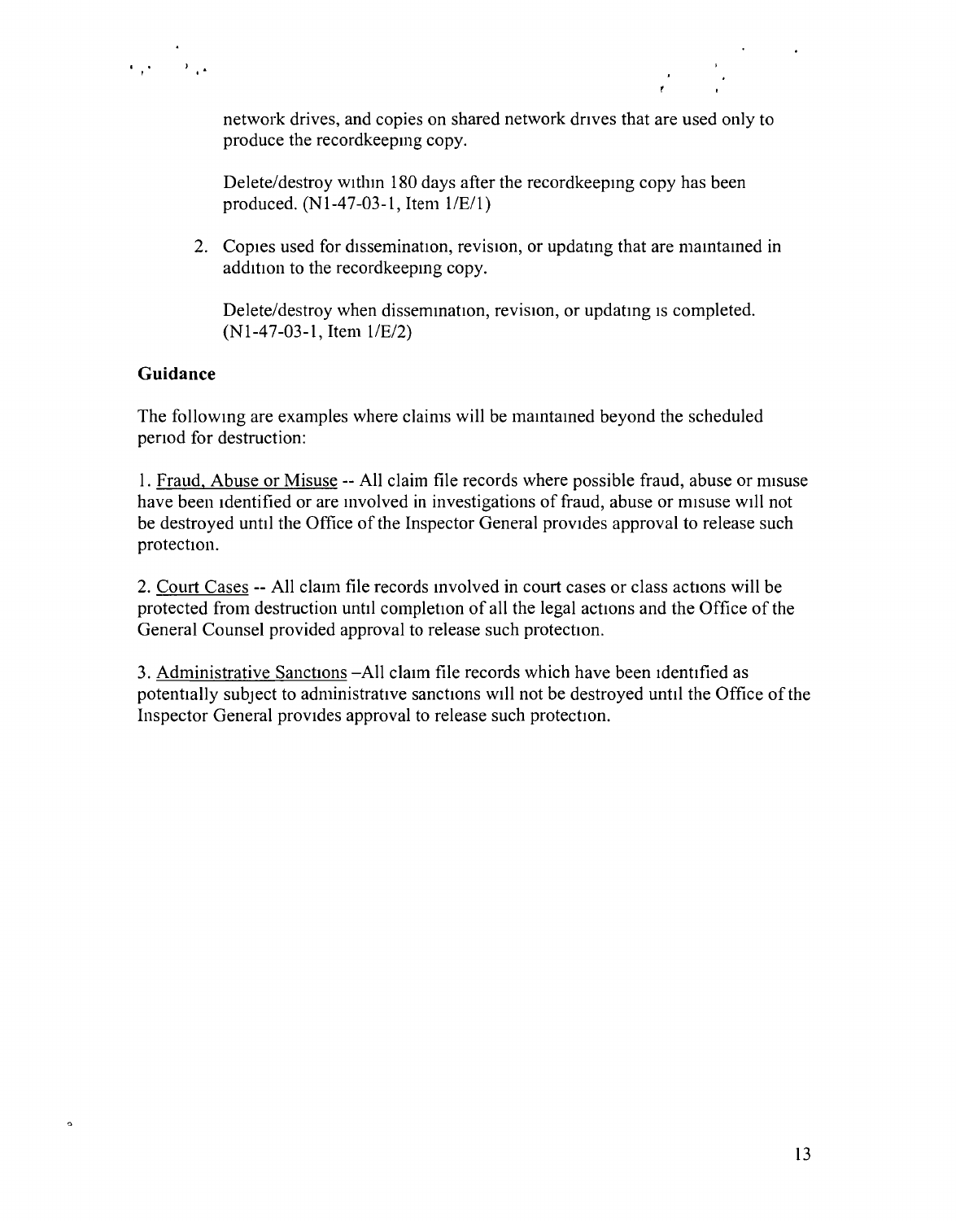network drives, and copies on shared network drives that are used only to produce the recordkeeping copy.

Delete/destroy within 180 days after the recordkeeping copy has been produced. (N1-47-03-1, Item 1/E/1)

2. Copies used for dissemination, revision, or updating that are maintained in addition to the recordkeeping copy.

   Delete/destroy when dissemination, revision, or updating is completed. (N1-47-03-1, Item 1/E/2)

**Guidance**

The following are examples where claims will be maintained beyond the scheduled period for destruction:

1. Fraud, Abuse or Misuse -- All claim file records where possible fraud, abuse or misuse have been identified or are involved in investigations of fraud, abuse or misuse will not be destroyed until the Office of the Inspector General provides approval to release such protection.

2. Court Cases -- All claim file records involved in court cases or class actions will be protected from destruction until completion of all the legal actions and the Office of the General Counsel provided approval to release such protection.

3. Administrative Sanctions –All claim file records which have been identified as potentially subject to administrative sanctions will not be destroyed until the Office of the Inspector General provides approval to release such protection.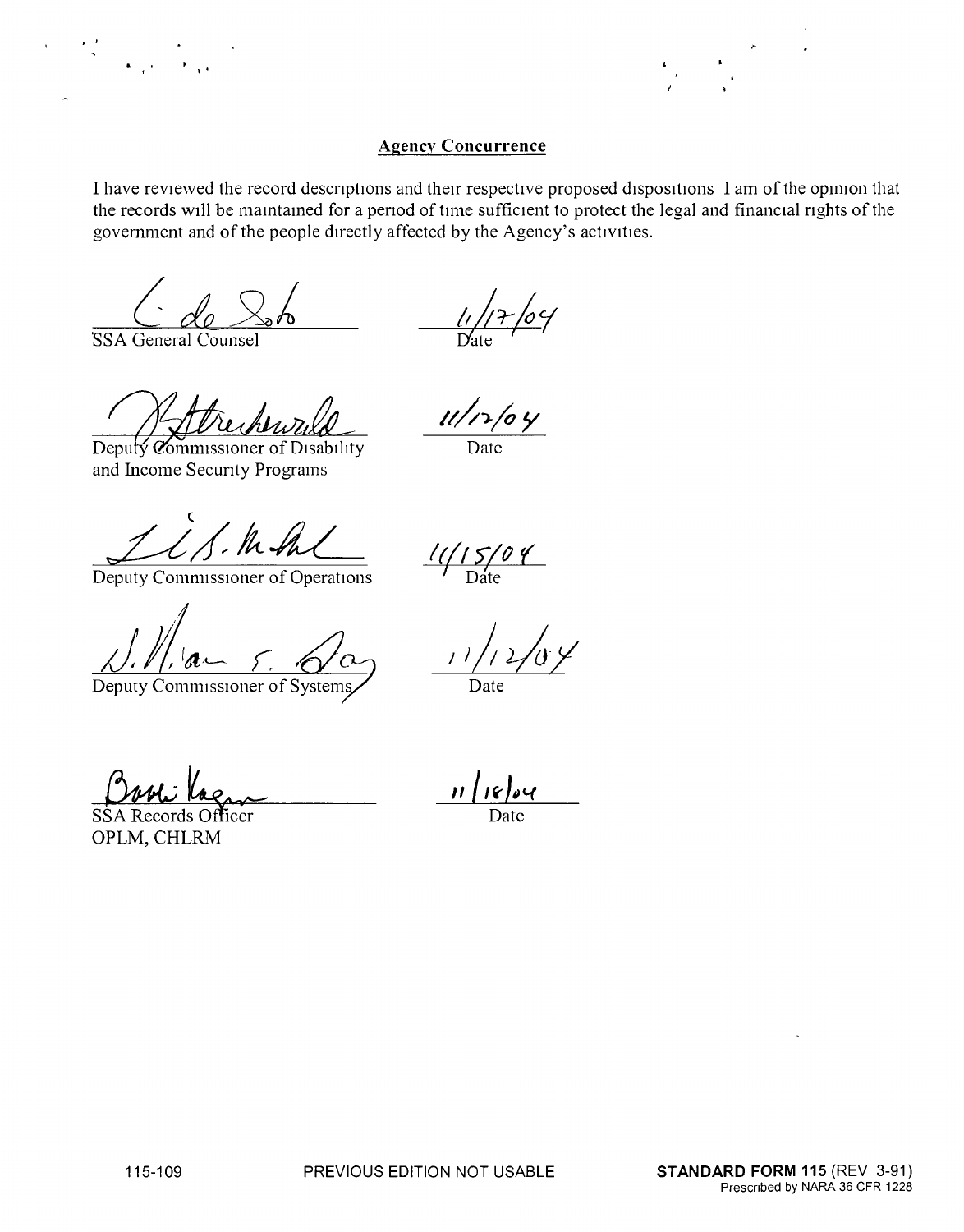## Agency Concurrence

I have reviewed the record descriptions and their respective proposed dispositions I am of the opinion that the records will be maintained for a period of time sufficient to protect the legal and financial rights of the government and of the people directly affected by the Agency's activities.

SSA General Counsel — Date 11/17/04

Deputy Commissioner of Disability and Income Security Programs — Date 11/12/04

Deputy Commissioner of Operations — Date 11/15/04

Deputy Commissioner of Systems — Date 11/12/04

SSA Records Officer
OPLM, CHLRM — Date 11/18/04

115-109 PREVIOUS EDITION NOT USABLE **STANDARD FORM 115** (REV 3-91)
Prescribed by NARA 36 CFR 1228